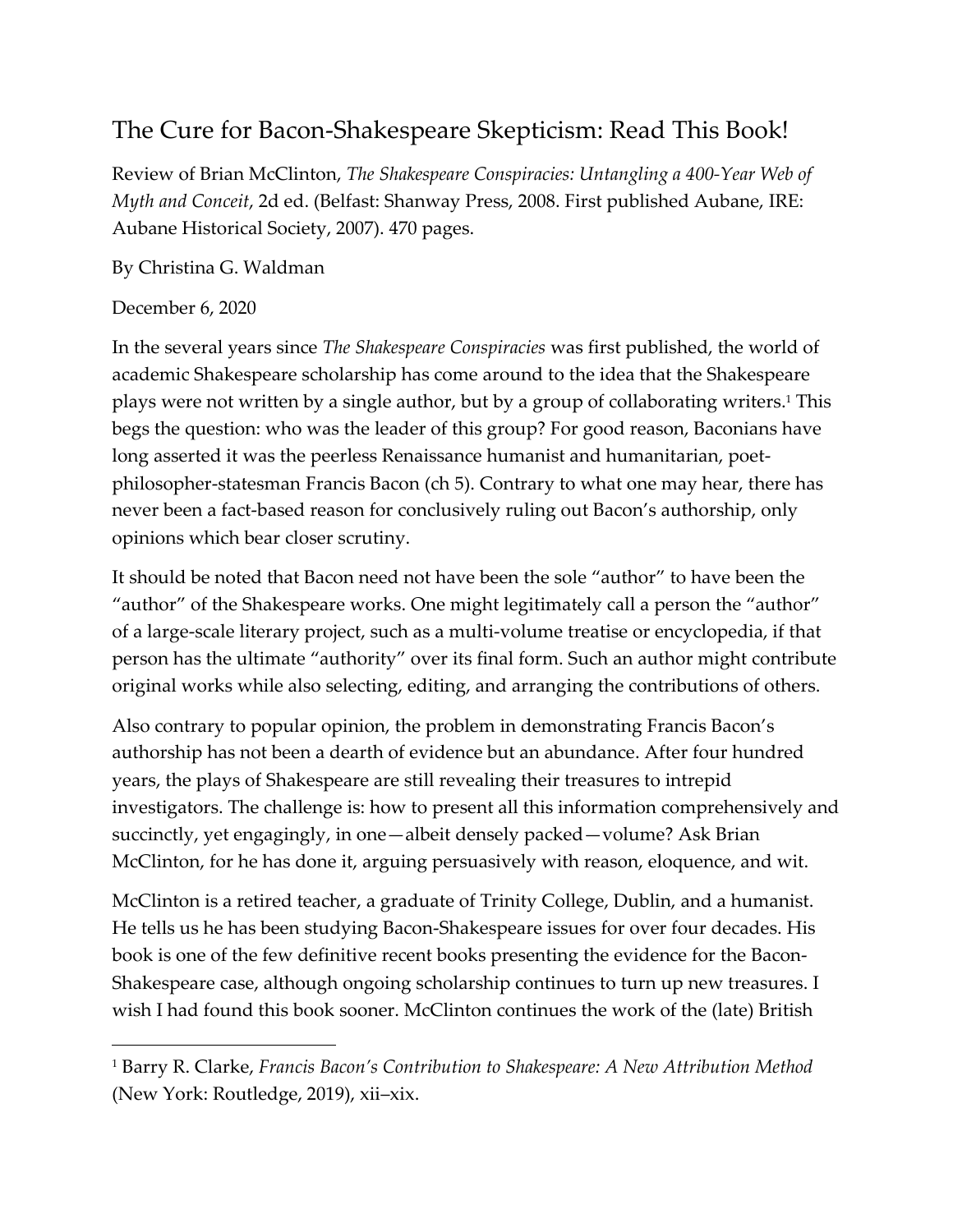# The Cure for Bacon-Shakespeare Skepticism: Read This Book!

Review of Brian McClinton, *The Shakespeare Conspiracies: Untangling a 400-Year Web of Myth and Conceit*, 2d ed. (Belfast: Shanway Press, 2008. First published Aubane, IRE: Aubane Historical Society, 2007). 470 pages.

By Christina G. Waldman

December 6, 2020

In the several years since *The Shakespeare Conspiracies* was first published, the world of academic Shakespeare scholarship has come around to the idea that the Shakespeare plays were not written by a single author, but by a group of collaborating writers.[1] This begs the question: who was the leader of this group? For good reason, Baconians have long asserted it was the peerless Renaissance humanist and humanitarian, poet-philosopher-statesman Francis Bacon (ch 5). Contrary to what one may hear, there has never been a fact-based reason for conclusively ruling out Bacon's authorship, only opinions which bear closer scrutiny.

It should be noted that Bacon need not have been the sole "author" to have been the "author" of the Shakespeare works. One might legitimately call a person the "author" of a large-scale literary project, such as a multi-volume treatise or encyclopedia, if that person has the ultimate "authority" over its final form. Such an author might contribute original works while also selecting, editing, and arranging the contributions of others.

Also contrary to popular opinion, the problem in demonstrating Francis Bacon's authorship has not been a dearth of evidence but an abundance. After four hundred years, the plays of Shakespeare are still revealing their treasures to intrepid investigators. The challenge is: how to present all this information comprehensively and succinctly, yet engagingly, in one—albeit densely packed—volume? Ask Brian McClinton, for he has done it, arguing persuasively with reason, eloquence, and wit.

McClinton is a retired teacher, a graduate of Trinity College, Dublin, and a humanist. He tells us he has been studying Bacon-Shakespeare issues for over four decades. His book is one of the few definitive recent books presenting the evidence for the Bacon-Shakespeare case, although ongoing scholarship continues to turn up new treasures. I wish I had found this book sooner. McClinton continues the work of the (late) British

---

[1] Barry R. Clarke, *Francis Bacon's Contribution to Shakespeare: A New Attribution Method* (New York: Routledge, 2019), xii–xix.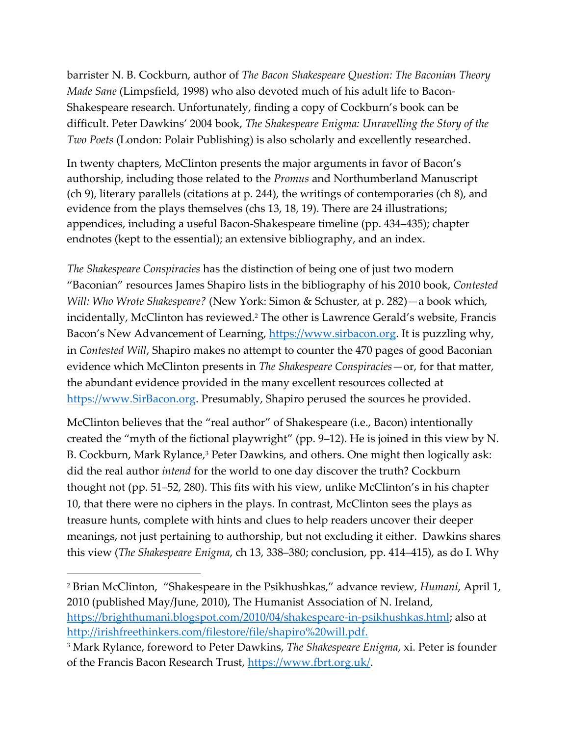barrister N. B. Cockburn, author of *The Bacon Shakespeare Question: The Baconian Theory Made Sane* (Limpsfield, 1998) who also devoted much of his adult life to Bacon-Shakespeare research. Unfortunately, finding a copy of Cockburn's book can be difficult. Peter Dawkins' 2004 book, *The Shakespeare Enigma: Unravelling the Story of the Two Poets* (London: Polair Publishing) is also scholarly and excellently researched.

In twenty chapters, McClinton presents the major arguments in favor of Bacon's authorship, including those related to the *Promus* and Northumberland Manuscript (ch 9), literary parallels (citations at p. 244), the writings of contemporaries (ch 8), and evidence from the plays themselves (chs 13, 18, 19). There are 24 illustrations; appendices, including a useful Bacon-Shakespeare timeline (pp. 434–435); chapter endnotes (kept to the essential); an extensive bibliography, and an index.

*The Shakespeare Conspiracies* has the distinction of being one of just two modern "Baconian" resources James Shapiro lists in the bibliography of his 2010 book, *Contested Will: Who Wrote Shakespeare?* (New York: Simon & Schuster, at p. 282)—a book which, incidentally, McClinton has reviewed.[2] The other is Lawrence Gerald's website, Francis Bacon's New Advancement of Learning, https://www.sirbacon.org. It is puzzling why, in *Contested Will*, Shapiro makes no attempt to counter the 470 pages of good Baconian evidence which McClinton presents in *The Shakespeare Conspiracies*—or, for that matter, the abundant evidence provided in the many excellent resources collected at https://www.SirBacon.org. Presumably, Shapiro perused the sources he provided.

McClinton believes that the "real author" of Shakespeare (i.e., Bacon) intentionally created the "myth of the fictional playwright" (pp. 9–12). He is joined in this view by N. B. Cockburn, Mark Rylance,[3] Peter Dawkins, and others. One might then logically ask: did the real author *intend* for the world to one day discover the truth? Cockburn thought not (pp. 51–52, 280). This fits with his view, unlike McClinton's in his chapter 10, that there were no ciphers in the plays. In contrast, McClinton sees the plays as treasure hunts, complete with hints and clues to help readers uncover their deeper meanings, not just pertaining to authorship, but not excluding it either. Dawkins shares this view (*The Shakespeare Enigma*, ch 13, 338–380; conclusion, pp. 414–415), as do I. Why

---

[2] Brian McClinton, "Shakespeare in the Psikhushkas," advance review, *Humani*, April 1, 2010 (published May/June, 2010), The Humanist Association of N. Ireland, https://brighthumani.blogspot.com/2010/04/shakespeare-in-psikhushkas.html; also at http://irishfreethinkers.com/filestore/file/shapiro%20will.pdf.

[3] Mark Rylance, foreword to Peter Dawkins, *The Shakespeare Enigma*, xi. Peter is founder of the Francis Bacon Research Trust, https://www.fbrt.org.uk/.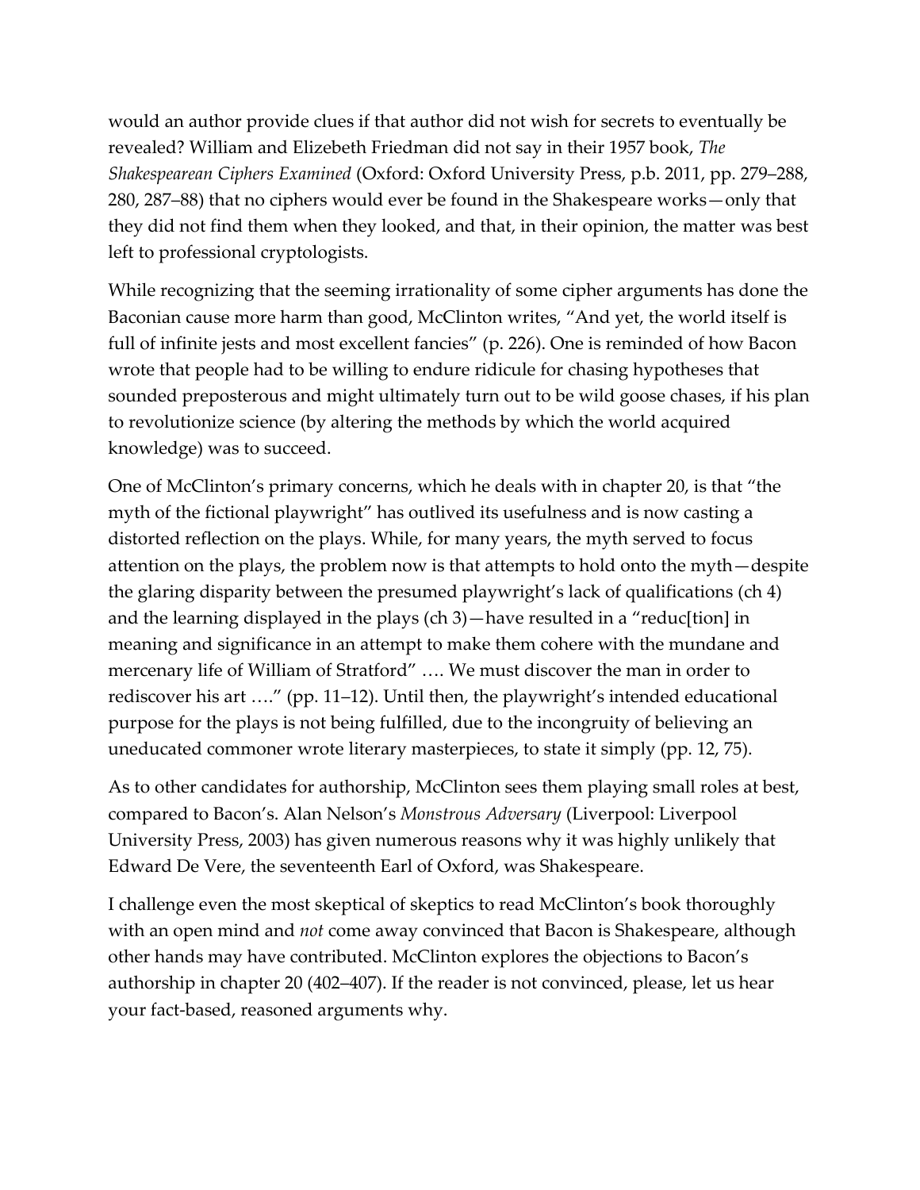would an author provide clues if that author did not wish for secrets to eventually be revealed? William and Elizebeth Friedman did not say in their 1957 book, *The Shakespearean Ciphers Examined* (Oxford: Oxford University Press, p.b. 2011, pp. 279–288, 280, 287–88) that no ciphers would ever be found in the Shakespeare works—only that they did not find them when they looked, and that, in their opinion, the matter was best left to professional cryptologists.

While recognizing that the seeming irrationality of some cipher arguments has done the Baconian cause more harm than good, McClinton writes, "And yet, the world itself is full of infinite jests and most excellent fancies" (p. 226). One is reminded of how Bacon wrote that people had to be willing to endure ridicule for chasing hypotheses that sounded preposterous and might ultimately turn out to be wild goose chases, if his plan to revolutionize science (by altering the methods by which the world acquired knowledge) was to succeed.

One of McClinton's primary concerns, which he deals with in chapter 20, is that "the myth of the fictional playwright" has outlived its usefulness and is now casting a distorted reflection on the plays. While, for many years, the myth served to focus attention on the plays, the problem now is that attempts to hold onto the myth—despite the glaring disparity between the presumed playwright's lack of qualifications (ch 4) and the learning displayed in the plays (ch 3)—have resulted in a "reduc[tion] in meaning and significance in an attempt to make them cohere with the mundane and mercenary life of William of Stratford" …. We must discover the man in order to rediscover his art …." (pp. 11–12). Until then, the playwright's intended educational purpose for the plays is not being fulfilled, due to the incongruity of believing an uneducated commoner wrote literary masterpieces, to state it simply (pp. 12, 75).

As to other candidates for authorship, McClinton sees them playing small roles at best, compared to Bacon's. Alan Nelson's *Monstrous Adversary* (Liverpool: Liverpool University Press, 2003) has given numerous reasons why it was highly unlikely that Edward De Vere, the seventeenth Earl of Oxford, was Shakespeare.

I challenge even the most skeptical of skeptics to read McClinton's book thoroughly with an open mind and *not* come away convinced that Bacon is Shakespeare, although other hands may have contributed. McClinton explores the objections to Bacon's authorship in chapter 20 (402–407). If the reader is not convinced, please, let us hear your fact-based, reasoned arguments why.